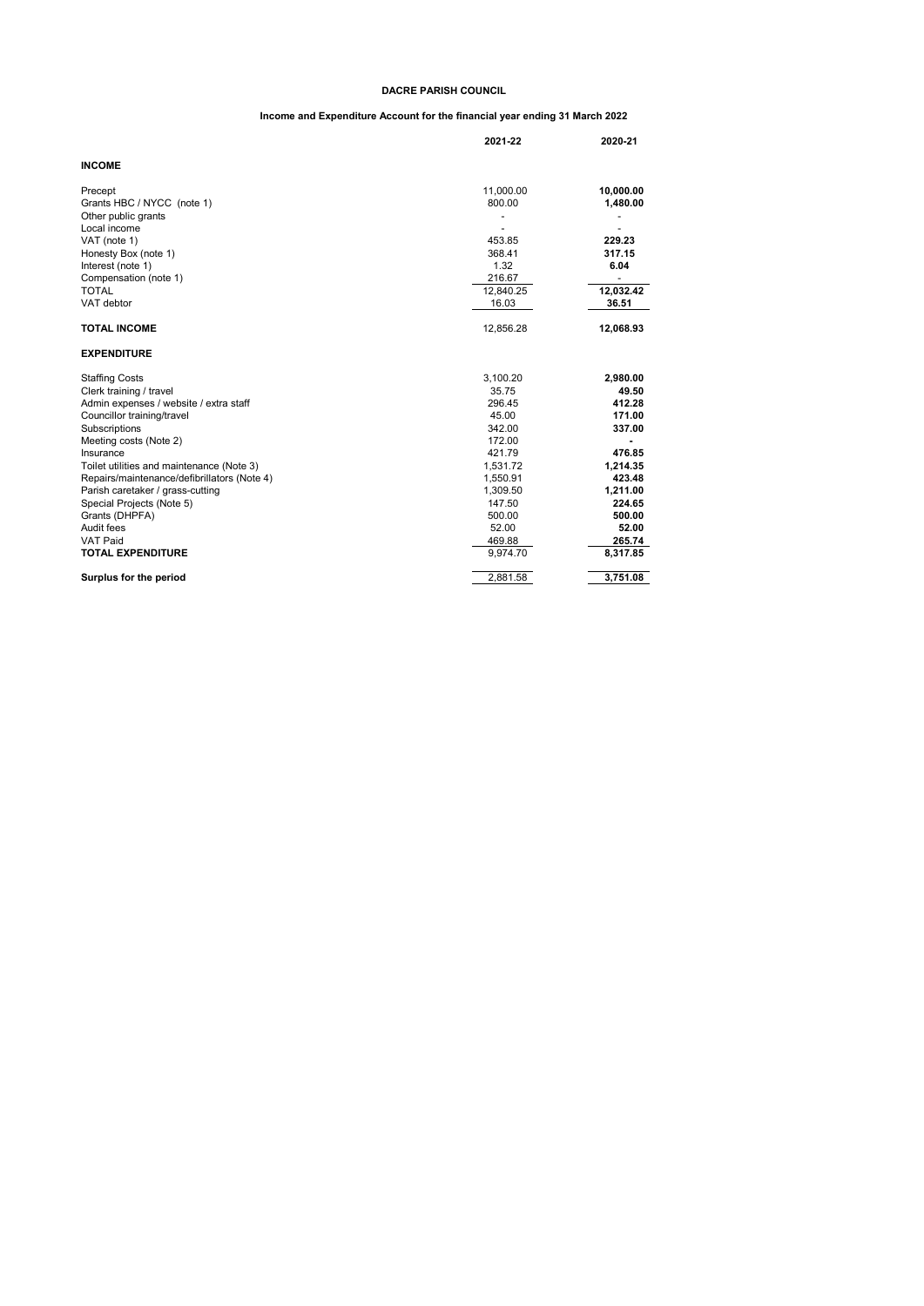# DACRE PARISH COUNCIL

## Income and Expenditure Account for the financial year ending 31 March 2022

| | 2021-22 | 2020-21 |
|---|---|---|
| **INCOME** | | |
| Precept | 11,000.00 | **10,000.00** |
| Grants HBC / NYCC (note 1) | 800.00 | **1,480.00** |
| Other public grants | - | - |
| Local income | - | - |
| VAT (note 1) | 453.85 | **229.23** |
| Honesty Box (note 1) | 368.41 | **317.15** |
| Interest (note 1) | 1.32 | **6.04** |
| Compensation (note 1) | 216.67 | - |
| TOTAL | 12,840.25 | **12,032.42** |
| VAT debtor | 16.03 | **36.51** |
| **TOTAL INCOME** | 12,856.28 | **12,068.93** |
| **EXPENDITURE** | | |
| Staffing Costs | 3,100.20 | **2,980.00** |
| Clerk training / travel | 35.75 | **49.50** |
| Admin expenses / website / extra staff | 296.45 | **412.28** |
| Councillor training/travel | 45.00 | **171.00** |
| Subscriptions | 342.00 | **337.00** |
| Meeting costs (Note 2) | 172.00 | **-** |
| Insurance | 421.79 | **476.85** |
| Toilet utilities and maintenance (Note 3) | 1,531.72 | **1,214.35** |
| Repairs/maintenance/defibrillators (Note 4) | 1,550.91 | **423.48** |
| Parish caretaker / grass-cutting | 1,309.50 | **1,211.00** |
| Special Projects (Note 5) | 147.50 | **224.65** |
| Grants (DHPFA) | 500.00 | **500.00** |
| Audit fees | 52.00 | **52.00** |
| VAT Paid | 469.88 | **265.74** |
| **TOTAL EXPENDITURE** | 9,974.70 | **8,317.85** |
| **Surplus for the period** | 2,881.58 | **3,751.08** |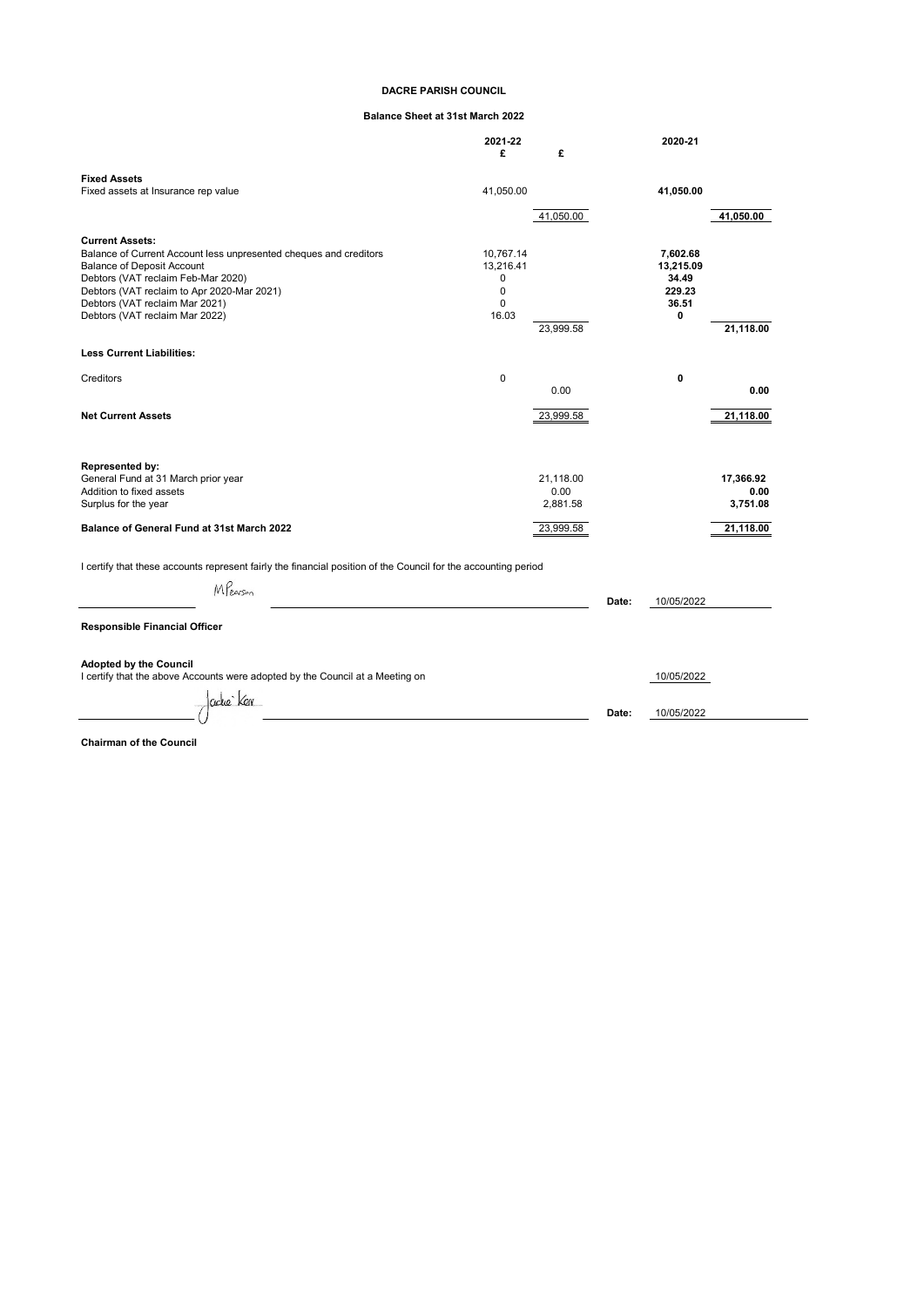# DACRE PARISH COUNCIL

## Balance Sheet at 31st March 2022

| | 2021-22 £ | £ | 2020-21 | |
|---|---|---|---|---|
| **Fixed Assets** | | | | |
| Fixed assets at Insurance rep value | 41,050.00 | | **41,050.00** | |
| | | 41,050.00 | | **41,050.00** |
| **Current Assets:** | | | | |
| Balance of Current Account less unpresented cheques and creditors | 10,767.14 | | **7,602.68** | |
| Balance of Deposit Account | 13,216.41 | | **13,215.09** | |
| Debtors (VAT reclaim Feb-Mar 2020) | 0 | | **34.49** | |
| Debtors (VAT reclaim to Apr 2020-Mar 2021) | 0 | | **229.23** | |
| Debtors (VAT reclaim Mar 2021) | 0 | | **36.51** | |
| Debtors (VAT reclaim Mar 2022) | 16.03 | | **0** | |
| | | 23,999.58 | | **21,118.00** |
| **Less Current Liabilities:** | | | | |
| Creditors | 0 | | **0** | |
| | | 0.00 | | **0.00** |
| **Net Current Assets** | | 23,999.58 | | **21,118.00** |
| **Represented by:** | | | | |
| General Fund at 31 March prior year | | 21,118.00 | | **17,366.92** |
| Addition to fixed assets | | 0.00 | | **0.00** |
| Surplus for the year | | 2,881.58 | | **3,751.08** |
| **Balance of General Fund at 31st March 2022** | | 23,999.58 | | **21,118.00** |

I certify that these accounts represent fairly the financial position of the Council for the accounting period

M Pearson — **Date:** 10/05/2022

**Responsible Financial Officer**

**Adopted by the Council**

I certify that the above Accounts were adopted by the Council at a Meeting on 10/05/2022

Jackie Kerr — **Date:** 10/05/2022

**Chairman of the Council**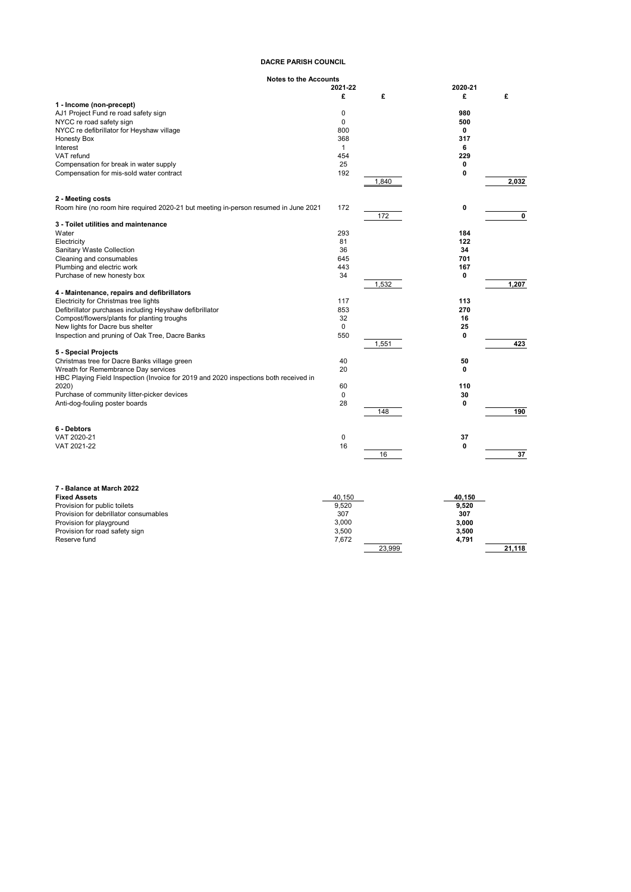# DACRE PARISH COUNCIL

## Notes to the Accounts

| | 2021-22 | | 2020-21 | |
|---|---|---|---|---|
| | £ | £ | £ | £ |
| **1 - Income (non-precept)** | | | | |
| AJ1 Project Fund re road safety sign | 0 | | **980** | |
| NYCC re road safety sign | 0 | | **500** | |
| NYCC re defibrillator for Heyshaw village | 800 | | **0** | |
| Honesty Box | 368 | | **317** | |
| Interest | 1 | | **6** | |
| VAT refund | 454 | | **229** | |
| Compensation for break in water supply | 25 | | **0** | |
| Compensation for mis-sold water contract | 192 | | **0** | |
| | | 1,840 | | **2,032** |
| **2 - Meeting costs** | | | | |
| Room hire (no room hire required 2020-21 but meeting in-person resumed in June 2021 | 172 | | **0** | |
| | | 172 | | **0** |
| **3 - Toilet utilities and maintenance** | | | | |
| Water | 293 | | **184** | |
| Electricity | 81 | | **122** | |
| Sanitary Waste Collection | 36 | | **34** | |
| Cleaning and consumables | 645 | | **701** | |
| Plumbing and electric work | 443 | | **167** | |
| Purchase of new honesty box | 34 | | **0** | |
| | | 1,532 | | **1,207** |
| **4 - Maintenance, repairs and defibrillators** | | | | |
| Electricity for Christmas tree lights | 117 | | **113** | |
| Defibrillator purchases including Heyshaw defibrillator | 853 | | **270** | |
| Compost/flowers/plants for planting troughs | 32 | | **16** | |
| New lights for Dacre bus shelter | 0 | | **25** | |
| Inspection and pruning of Oak Tree, Dacre Banks | 550 | | **0** | |
| | | 1,551 | | **423** |
| **5 - Special Projects** | | | | |
| Christmas tree for Dacre Banks village green | 40 | | **50** | |
| Wreath for Remembrance Day services | 20 | | **0** | |
| HBC Playing Field Inspection (Invoice for 2019 and 2020 inspections both received in 2020) | 60 | | **110** | |
| Purchase of community litter-picker devices | 0 | | **30** | |
| Anti-dog-fouling poster boards | 28 | | **0** | |
| | | 148 | | **190** |
| **6 - Debtors** | | | | |
| VAT 2020-21 | 0 | | **37** | |
| VAT 2021-22 | 16 | | **0** | |
| | | 16 | | **37** |

| | 2021-22 | | 2020-21 | |
|---|---|---|---|---|
| **7 - Balance at March 2022** | | | | |
| **Fixed Assets** | 40,150 | | **40,150** | |
| Provision for public toilets | 9,520 | | **9,520** | |
| Provision for debrillator consumables | 307 | | **307** | |
| Provision for playground | 3,000 | | **3,000** | |
| Provision for road safety sign | 3,500 | | **3,500** | |
| Reserve fund | 7,672 | | **4,791** | |
| | | 23,999 | | **21,118** |